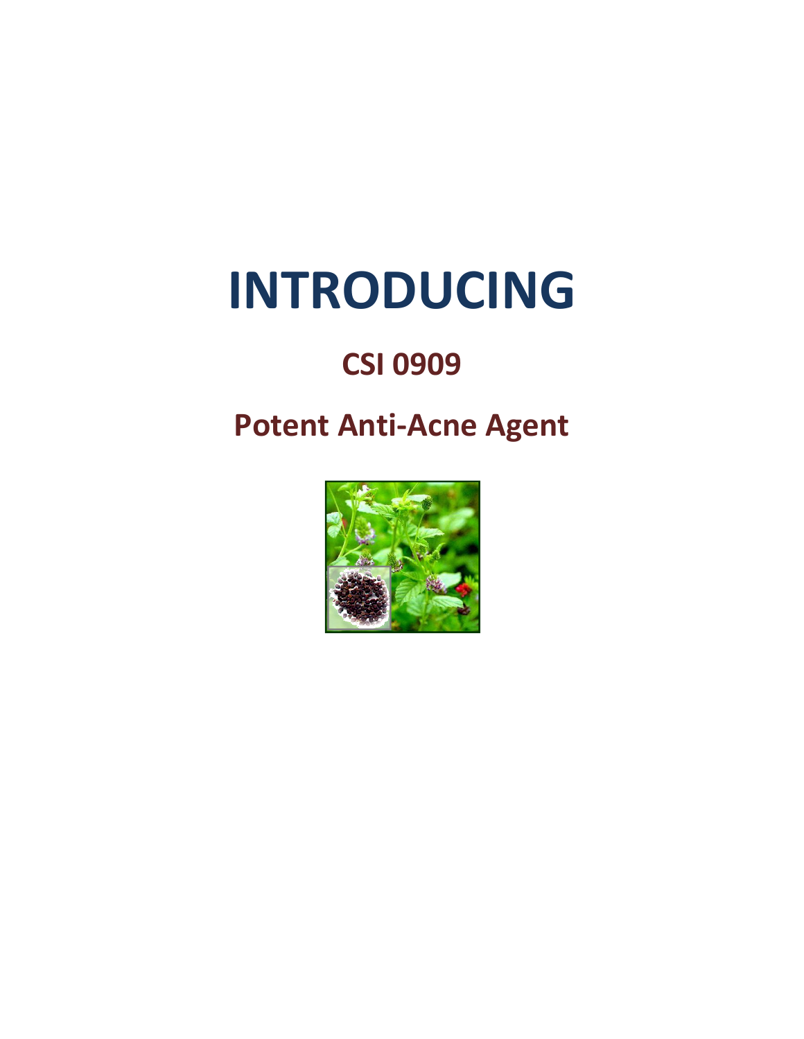# INTRODUCING

## CSI 0909

## Potent Anti-Acne Agent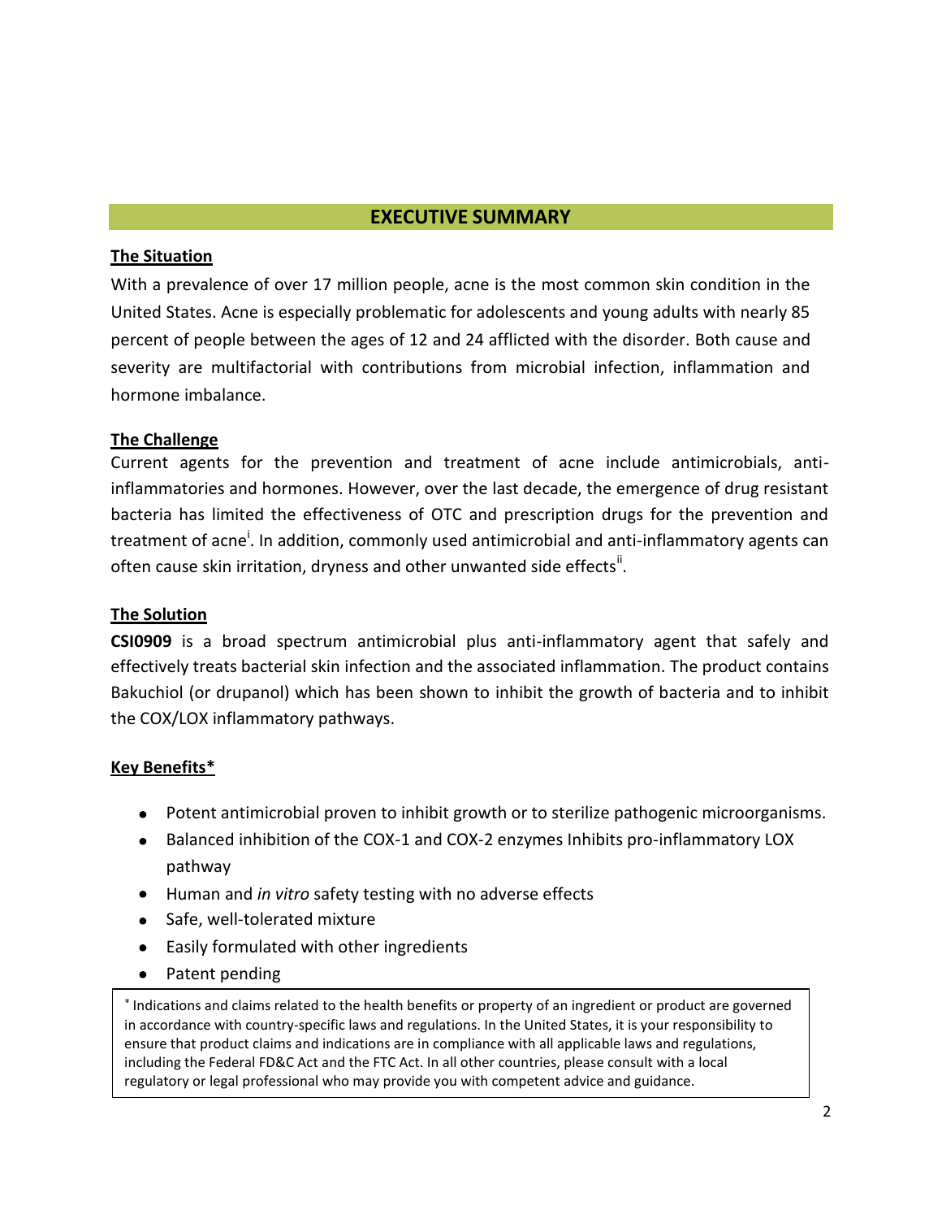## EXECUTIVE SUMMARY

**The Situation**

With a prevalence of over 17 million people, acne is the most common skin condition in the United States. Acne is especially problematic for adolescents and young adults with nearly 85 percent of people between the ages of 12 and 24 afflicted with the disorder. Both cause and severity are multifactorial with contributions from microbial infection, inflammation and hormone imbalance.

**The Challenge**

Current agents for the prevention and treatment of acne include antimicrobials, anti-inflammatories and hormones. However, over the last decade, the emergence of drug resistant bacteria has limited the effectiveness of OTC and prescription drugs for the prevention and treatment of acne[i]. In addition, commonly used antimicrobial and anti-inflammatory agents can often cause skin irritation, dryness and other unwanted side effects[ii].

**The Solution**

**CSI0909** is a broad spectrum antimicrobial plus anti-inflammatory agent that safely and effectively treats bacterial skin infection and the associated inflammation. The product contains Bakuchiol (or drupanol) which has been shown to inhibit the growth of bacteria and to inhibit the COX/LOX inflammatory pathways.

**Key Benefits***

- Potent antimicrobial proven to inhibit growth or to sterilize pathogenic microorganisms.
- Balanced inhibition of the COX-1 and COX-2 enzymes Inhibits pro-inflammatory LOX pathway
- Human and *in vitro* safety testing with no adverse effects
- Safe, well-tolerated mixture
- Easily formulated with other ingredients
- Patent pending

* Indications and claims related to the health benefits or property of an ingredient or product are governed in accordance with country-specific laws and regulations. In the United States, it is your responsibility to ensure that product claims and indications are in compliance with all applicable laws and regulations, including the Federal FD&C Act and the FTC Act. In all other countries, please consult with a local regulatory or legal professional who may provide you with competent advice and guidance.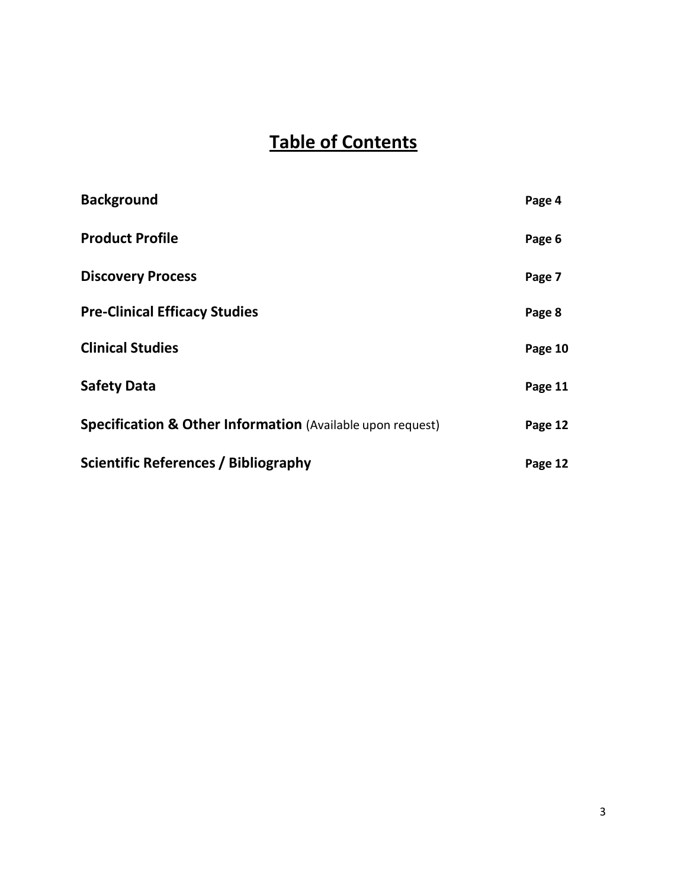# Table of Contents

| | |
|---|---|
| **Background** | **Page 4** |
| **Product Profile** | **Page 6** |
| **Discovery Process** | **Page 7** |
| **Pre-Clinical Efficacy Studies** | **Page 8** |
| **Clinical Studies** | **Page 10** |
| **Safety Data** | **Page 11** |
| **Specification & Other Information** (Available upon request) | **Page 12** |
| **Scientific References / Bibliography** | **Page 12** |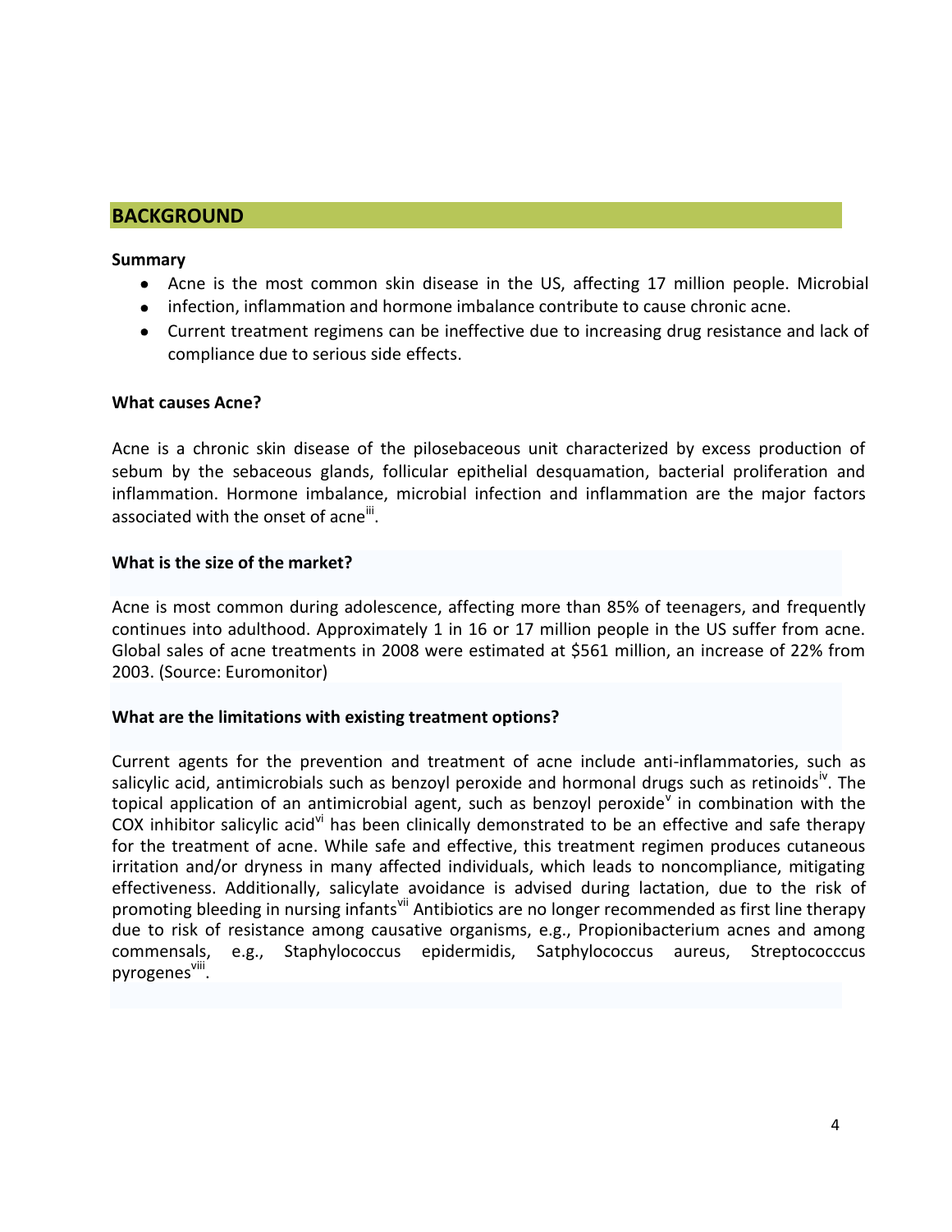## BACKGROUND

**Summary**

- Acne is the most common skin disease in the US, affecting 17 million people. Microbial
- infection, inflammation and hormone imbalance contribute to cause chronic acne.
- Current treatment regimens can be ineffective due to increasing drug resistance and lack of compliance due to serious side effects.

**What causes Acne?**

Acne is a chronic skin disease of the pilosebaceous unit characterized by excess production of sebum by the sebaceous glands, follicular epithelial desquamation, bacterial proliferation and inflammation. Hormone imbalance, microbial infection and inflammation are the major factors associated with the onset of acne[iii].

**What is the size of the market?**

Acne is most common during adolescence, affecting more than 85% of teenagers, and frequently continues into adulthood. Approximately 1 in 16 or 17 million people in the US suffer from acne. Global sales of acne treatments in 2008 were estimated at $561 million, an increase of 22% from 2003. (Source: Euromonitor)

**What are the limitations with existing treatment options?**

Current agents for the prevention and treatment of acne include anti-inflammatories, such as salicylic acid, antimicrobials such as benzoyl peroxide and hormonal drugs such as retinoids[iv]. The topical application of an antimicrobial agent, such as benzoyl peroxide[v] in combination with the COX inhibitor salicylic acid[vi] has been clinically demonstrated to be an effective and safe therapy for the treatment of acne. While safe and effective, this treatment regimen produces cutaneous irritation and/or dryness in many affected individuals, which leads to noncompliance, mitigating effectiveness. Additionally, salicylate avoidance is advised during lactation, due to the risk of promoting bleeding in nursing infants[vii] Antibiotics are no longer recommended as first line therapy due to risk of resistance among causative organisms, e.g., Propionibacterium acnes and among commensals, e.g., Staphylococcus epidermidis, Satphylococcus aureus, Streptococccus pyrogenes[viii].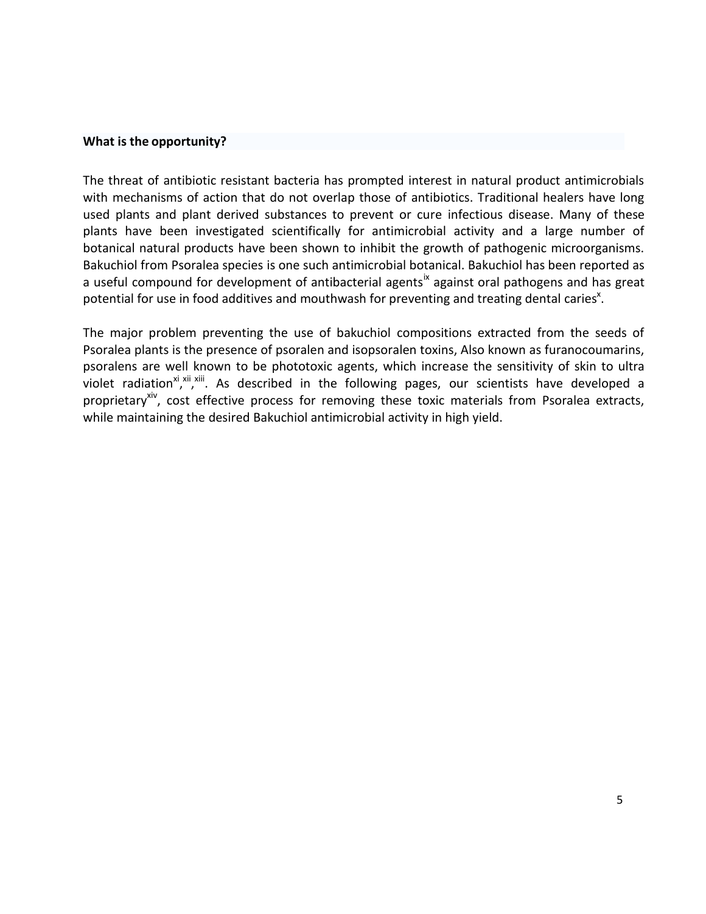**What is the opportunity?**

The threat of antibiotic resistant bacteria has prompted interest in natural product antimicrobials with mechanisms of action that do not overlap those of antibiotics. Traditional healers have long used plants and plant derived substances to prevent or cure infectious disease. Many of these plants have been investigated scientifically for antimicrobial activity and a large number of botanical natural products have been shown to inhibit the growth of pathogenic microorganisms. Bakuchiol from Psoralea species is one such antimicrobial botanical. Bakuchiol has been reported as a useful compound for development of antibacterial agents[ix] against oral pathogens and has great potential for use in food additives and mouthwash for preventing and treating dental caries[x].

The major problem preventing the use of bakuchiol compositions extracted from the seeds of Psoralea plants is the presence of psoralen and isopsoralen toxins, Also known as furanocoumarins, psoralens are well known to be phototoxic agents, which increase the sensitivity of skin to ultra violet radiation[xi,xii,xiii]. As described in the following pages, our scientists have developed a proprietary[xiv], cost effective process for removing these toxic materials from Psoralea extracts, while maintaining the desired Bakuchiol antimicrobial activity in high yield.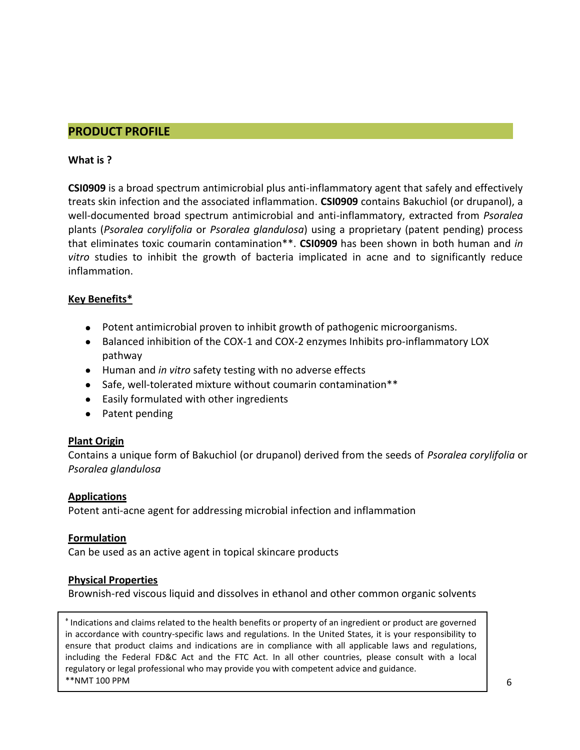## PRODUCT PROFILE

**What is ?**

**CSI0909** is a broad spectrum antimicrobial plus anti-inflammatory agent that safely and effectively treats skin infection and the associated inflammation. **CSI0909** contains Bakuchiol (or drupanol), a well-documented broad spectrum antimicrobial and anti-inflammatory, extracted from *Psoralea* plants (*Psoralea corylifolia* or *Psoralea glandulosa*) using a proprietary (patent pending) process that eliminates toxic coumarin contamination**. **CSI0909** has been shown in both human and *in vitro* studies to inhibit the growth of bacteria implicated in acne and to significantly reduce inflammation.

**Key Benefits***

- Potent antimicrobial proven to inhibit growth of pathogenic microorganisms.
- Balanced inhibition of the COX-1 and COX-2 enzymes Inhibits pro-inflammatory LOX pathway
- Human and *in vitro* safety testing with no adverse effects
- Safe, well-tolerated mixture without coumarin contamination**
- Easily formulated with other ingredients
- Patent pending

**Plant Origin**

Contains a unique form of Bakuchiol (or drupanol) derived from the seeds of *Psoralea corylifolia* or *Psoralea glandulosa*

**Applications**

Potent anti-acne agent for addressing microbial infection and inflammation

**Formulation**

Can be used as an active agent in topical skincare products

**Physical Properties**

Brownish-red viscous liquid and dissolves in ethanol and other common organic solvents

* Indications and claims related to the health benefits or property of an ingredient or product are governed in accordance with country-specific laws and regulations. In the United States, it is your responsibility to ensure that product claims and indications are in compliance with all applicable laws and regulations, including the Federal FD&C Act and the FTC Act. In all other countries, please consult with a local regulatory or legal professional who may provide you with competent advice and guidance.
**NMT 100 PPM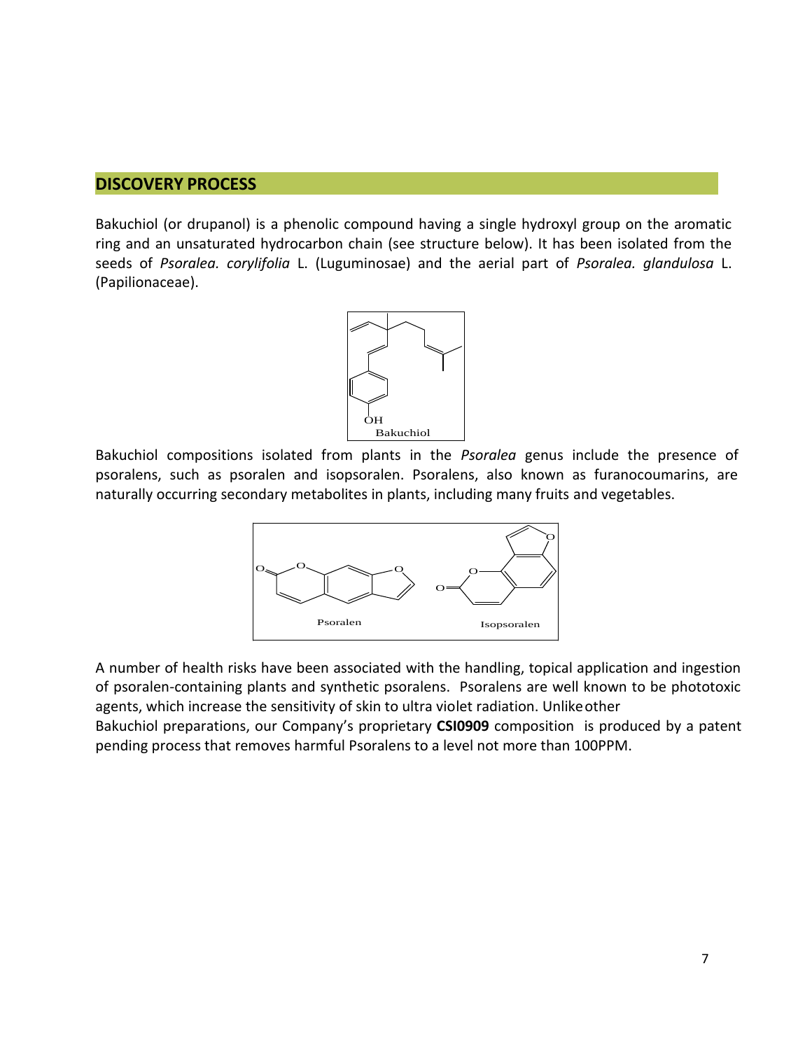## DISCOVERY PROCESS

Bakuchiol (or drupanol) is a phenolic compound having a single hydroxyl group on the aromatic ring and an unsaturated hydrocarbon chain (see structure below). It has been isolated from the seeds of *Psoralea. corylifolia* L. (Luguminosae) and the aerial part of *Psoralea. glandulosa* L. (Papilionaceae).

Bakuchiol

Bakuchiol compositions isolated from plants in the *Psoralea* genus include the presence of psoralens, such as psoralen and isopsoralen. Psoralens, also known as furanocoumarins, are naturally occurring secondary metabolites in plants, including many fruits and vegetables.

Psoralen Isopsoralen

A number of health risks have been associated with the handling, topical application and ingestion of psoralen-containing plants and synthetic psoralens. Psoralens are well known to be phototoxic agents, which increase the sensitivity of skin to ultra violet radiation. Unlike other Bakuchiol preparations, our Company's proprietary **CSI0909** composition is produced by a patent pending process that removes harmful Psoralens to a level not more than 100PPM.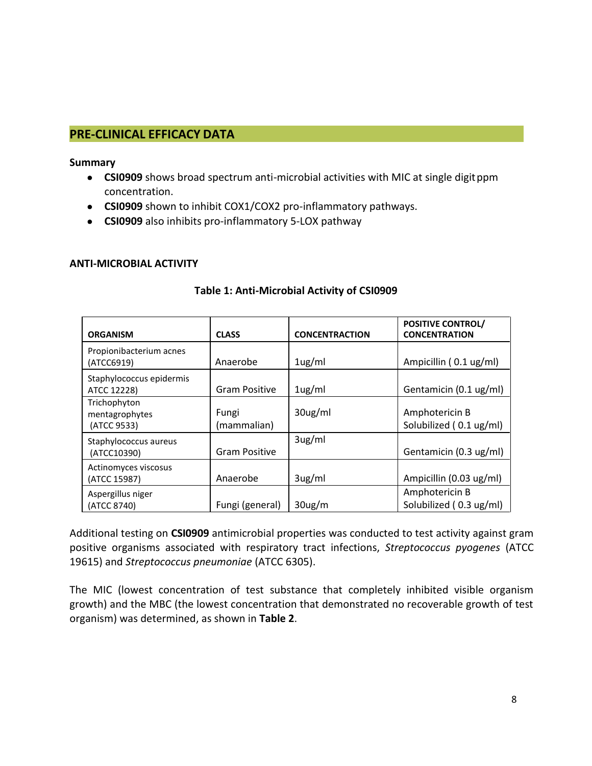## PRE-CLINICAL EFFICACY DATA

**Summary**

- **CSI0909** shows broad spectrum anti-microbial activities with MIC at single digit ppm concentration.
- **CSI0909** shown to inhibit COX1/COX2 pro-inflammatory pathways.
- **CSI0909** also inhibits pro-inflammatory 5-LOX pathway

**ANTI-MICROBIAL ACTIVITY**

**Table 1: Anti-Microbial Activity of CSI0909**

| ORGANISM | CLASS | CONCENTRACTION | POSITIVE CONTROL/ CONCENTRATION |
|---|---|---|---|
| Propionibacterium acnes (ATCC6919) | Anaerobe | 1ug/ml | Ampicillin ( 0.1 ug/ml) |
| Staphylococcus epidermis ATCC 12228) | Gram Positive | 1ug/ml | Gentamicin (0.1 ug/ml) |
| Trichophyton mentagrophytes (ATCC 9533) | Fungi (mammalian) | 30ug/ml | Amphotericin B Solubilized ( 0.1 ug/ml) |
| Staphylococcus aureus (ATCC10390) | Gram Positive | 3ug/ml | Gentamicin (0.3 ug/ml) |
| Actinomyces viscosus (ATCC 15987) | Anaerobe | 3ug/ml | Ampicillin (0.03 ug/ml) |
| Aspergillus niger (ATCC 8740) | Fungi (general) | 30ug/m | Amphotericin B Solubilized ( 0.3 ug/ml) |

Additional testing on **CSI0909** antimicrobial properties was conducted to test activity against gram positive organisms associated with respiratory tract infections, *Streptococcus pyogenes* (ATCC 19615) and *Streptococcus pneumoniae* (ATCC 6305).

The MIC (lowest concentration of test substance that completely inhibited visible organism growth) and the MBC (the lowest concentration that demonstrated no recoverable growth of test organism) was determined, as shown in **Table 2**.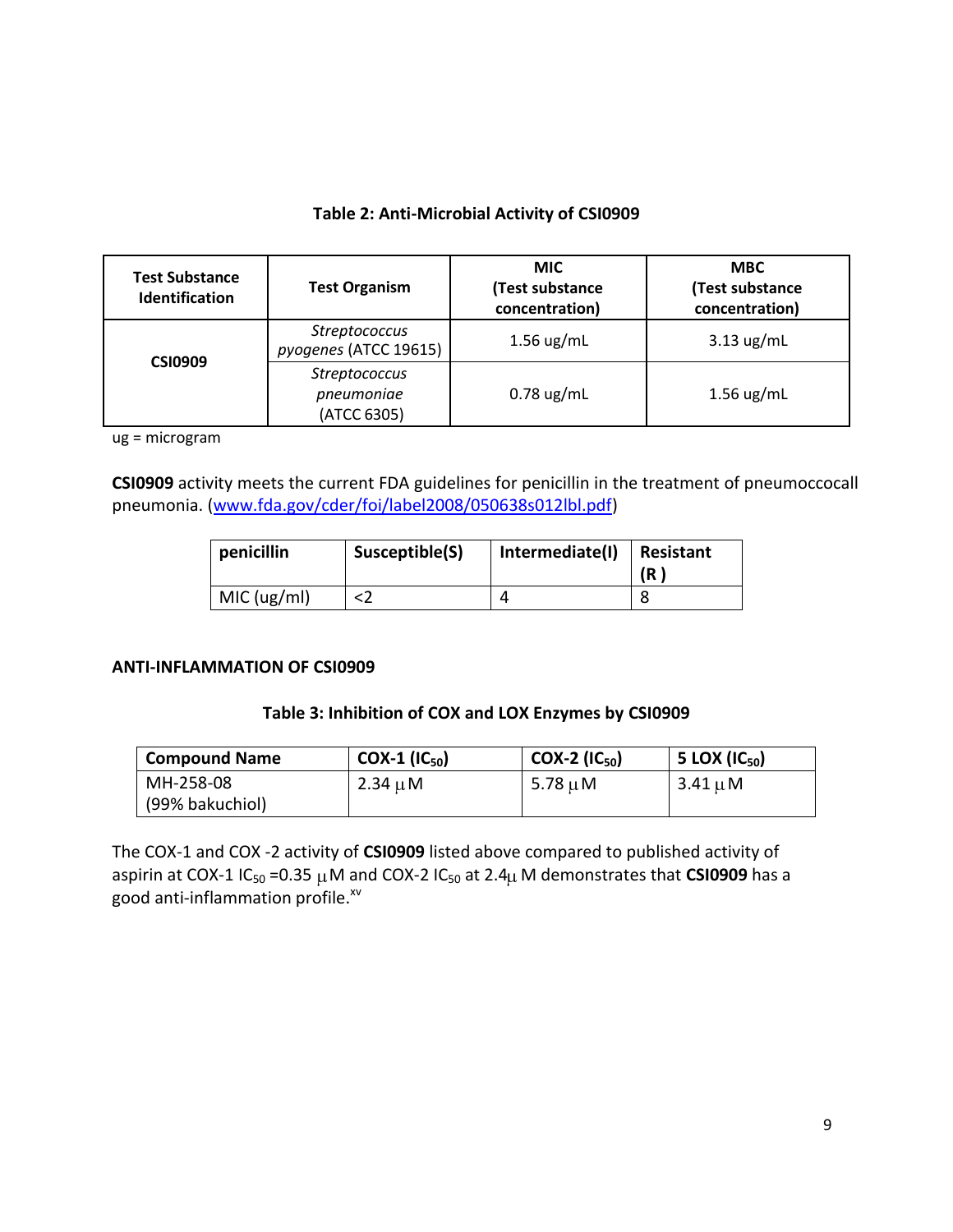**Table 2: Anti-Microbial Activity of CSI0909**

| Test Substance Identification | Test Organism | MIC (Test substance concentration) | MBC (Test substance concentration) |
|---|---|---|---|
| **CSI0909** | *Streptococcus pyogenes* (ATCC 19615) | 1.56 ug/mL | 3.13 ug/mL |
| | *Streptococcus pneumoniae* (ATCC 6305) | 0.78 ug/mL | 1.56 ug/mL |

ug = microgram

**CSI0909** activity meets the current FDA guidelines for penicillin in the treatment of pneumoccocall pneumonia. (www.fda.gov/cder/foi/label2008/050638s012lbl.pdf)

| penicillin | Susceptible(S) | Intermediate(I) | Resistant (R ) |
|---|---|---|---|
| MIC (ug/ml) | <2 | 4 | 8 |

**ANTI-INFLAMMATION OF CSI0909**

**Table 3: Inhibition of COX and LOX Enzymes by CSI0909**

| Compound Name | COX-1 ($IC_{50}$) | COX-2 ($IC_{50}$) | 5 LOX ($IC_{50}$) |
|---|---|---|---|
| MH-258-08 (99% bakuchiol) | 2.34 $\mu$M | 5.78 $\mu$M | 3.41 $\mu$M |

The COX-1 and COX -2 activity of **CSI0909** listed above compared to published activity of aspirin at COX-1 $IC_{50}$ =0.35 $\mu$M and COX-2 $IC_{50}$ at 2.4$\mu$ M demonstrates that **CSI0909** has a good anti-inflammation profile.[xv]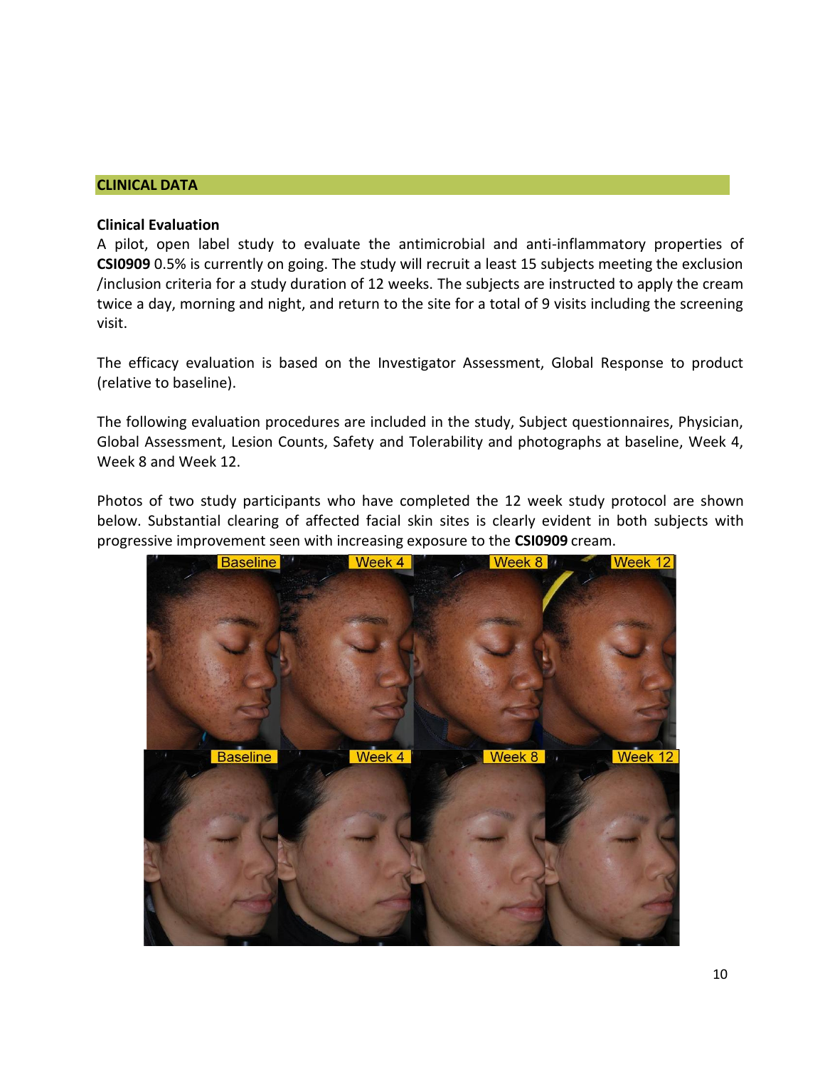## CLINICAL DATA

### Clinical Evaluation

A pilot, open label study to evaluate the antimicrobial and anti-inflammatory properties of **CSI0909** 0.5% is currently on going. The study will recruit a least 15 subjects meeting the exclusion /inclusion criteria for a study duration of 12 weeks. The subjects are instructed to apply the cream twice a day, morning and night, and return to the site for a total of 9 visits including the screening visit.

The efficacy evaluation is based on the Investigator Assessment, Global Response to product (relative to baseline).

The following evaluation procedures are included in the study, Subject questionnaires, Physician, Global Assessment, Lesion Counts, Safety and Tolerability and photographs at baseline, Week 4, Week 8 and Week 12.

Photos of two study participants who have completed the 12 week study protocol are shown below. Substantial clearing of affected facial skin sites is clearly evident in both subjects with progressive improvement seen with increasing exposure to the **CSI0909** cream.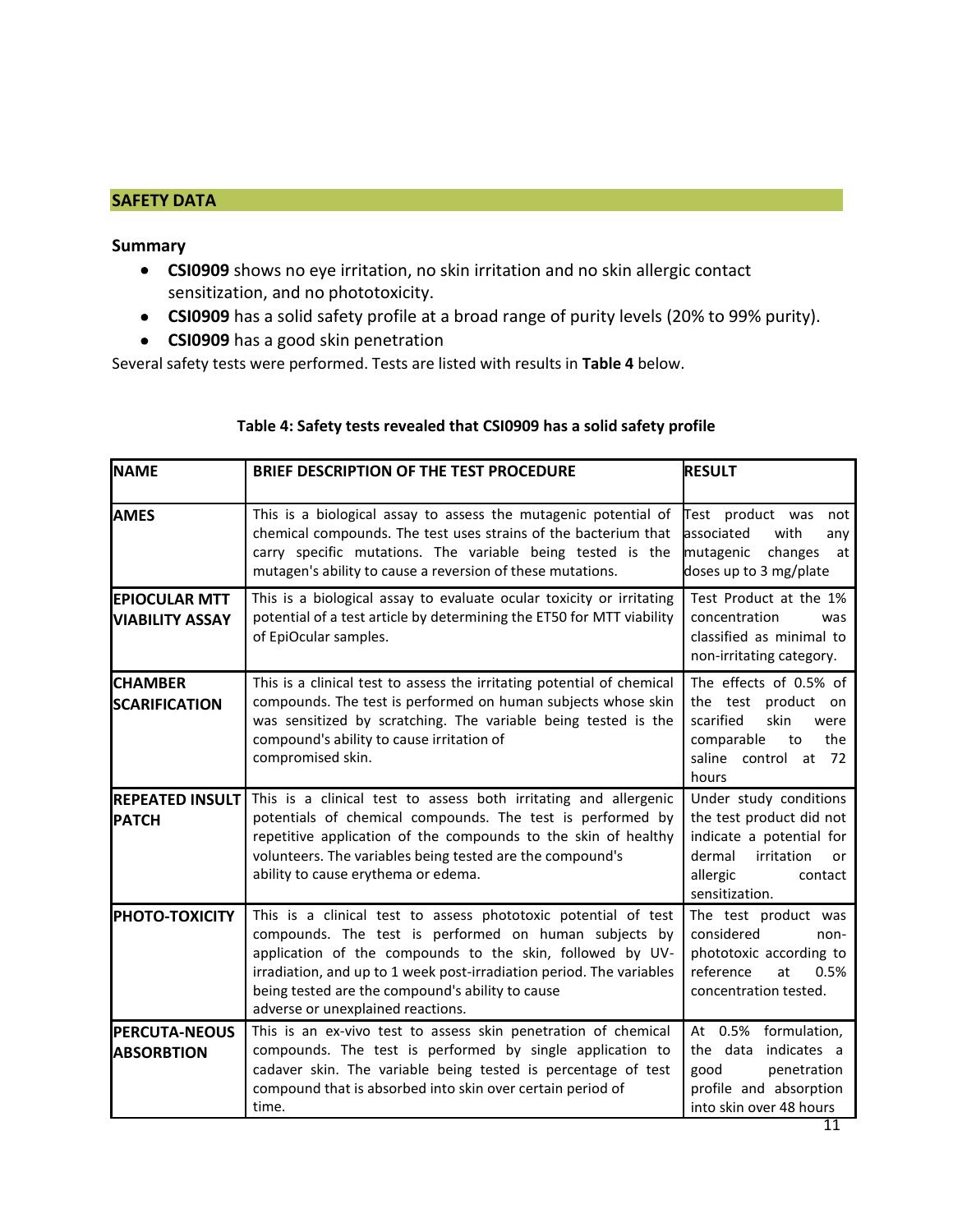## SAFETY DATA

### Summary

- **CSI0909** shows no eye irritation, no skin irritation and no skin allergic contact sensitization, and no phototoxicity.
- **CSI0909** has a solid safety profile at a broad range of purity levels (20% to 99% purity).
- **CSI0909** has a good skin penetration

Several safety tests were performed. Tests are listed with results in **Table 4** below.

**Table 4: Safety tests revealed that CSI0909 has a solid safety profile**

| NAME | BRIEF DESCRIPTION OF THE TEST PROCEDURE | RESULT |
|---|---|---|
| **AMES** | This is a biological assay to assess the mutagenic potential of chemical compounds. The test uses strains of the bacterium that carry specific mutations. The variable being tested is the mutagen's ability to cause a reversion of these mutations. | Test product was not associated with any mutagenic changes at doses up to 3 mg/plate |
| **EPIOCULAR MTT VIABILITY ASSAY** | This is a biological assay to evaluate ocular toxicity or irritating potential of a test article by determining the ET50 for MTT viability of EpiOcular samples. | Test Product at the 1% concentration was classified as minimal to non-irritating category. |
| **CHAMBER SCARIFICATION** | This is a clinical test to assess the irritating potential of chemical compounds. The test is performed on human subjects whose skin was sensitized by scratching. The variable being tested is the compound's ability to cause irritation of compromised skin. | The effects of 0.5% of the test product on scarified skin were comparable to the saline control at 72 hours |
| **REPEATED INSULT PATCH** | This is a clinical test to assess both irritating and allergenic potentials of chemical compounds. The test is performed by repetitive application of the compounds to the skin of healthy volunteers. The variables being tested are the compound's ability to cause erythema or edema. | Under study conditions the test product did not indicate a potential for dermal irritation or allergic contact sensitization. |
| **PHOTO-TOXICITY** | This is a clinical test to assess phototoxic potential of test compounds. The test is performed on human subjects by application of the compounds to the skin, followed by UV-irradiation, and up to 1 week post-irradiation period. The variables being tested are the compound's ability to cause adverse or unexplained reactions. | The test product was considered non-phototoxic according to reference at 0.5% concentration tested. |
| **PERCUTA-NEOUS ABSORBTION** | This is an ex-vivo test to assess skin penetration of chemical compounds. The test is performed by single application to cadaver skin. The variable being tested is percentage of test compound that is absorbed into skin over certain period of time. | At 0.5% formulation, the data indicates a good penetration profile and absorption into skin over 48 hours |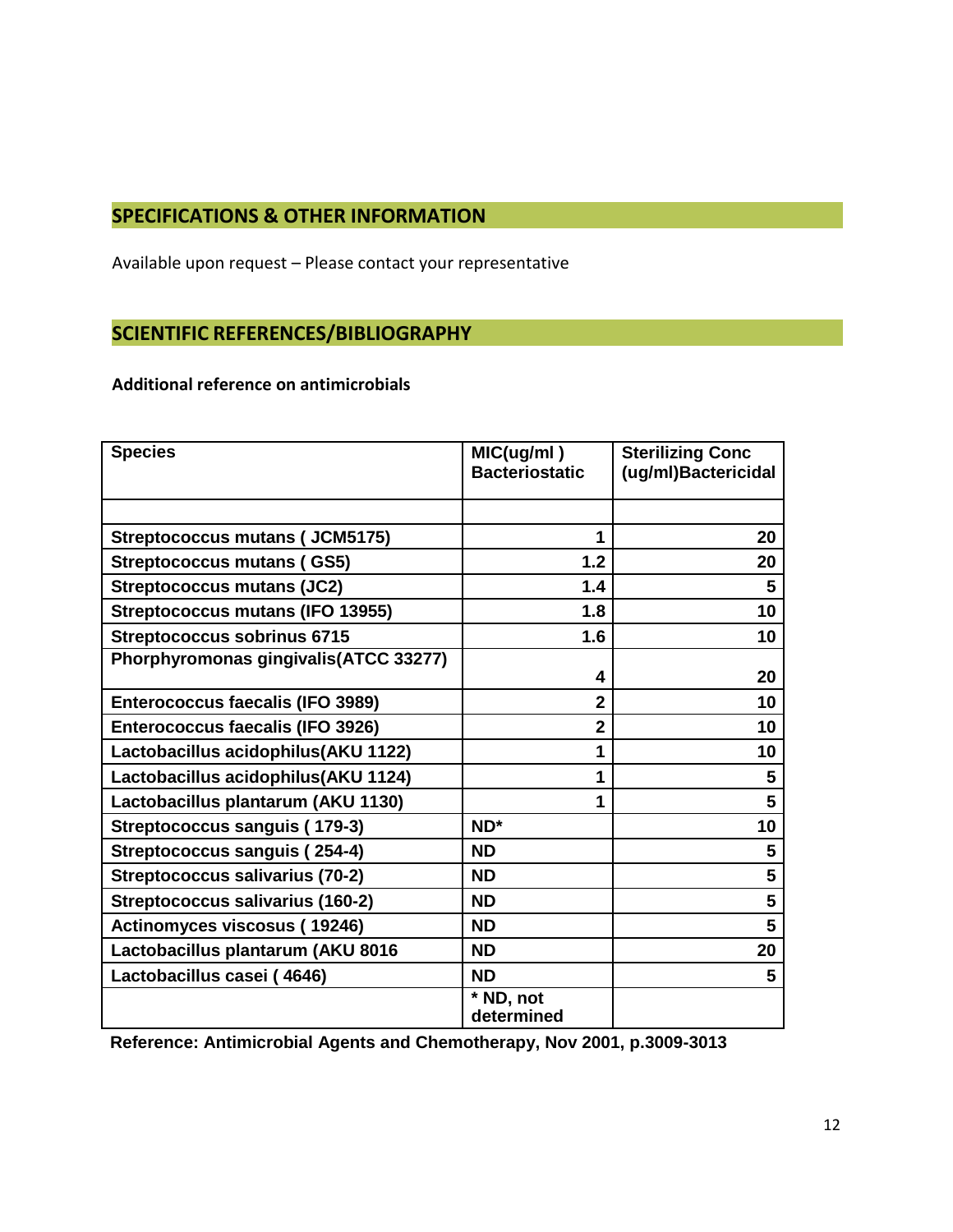## SPECIFICATIONS & OTHER INFORMATION

Available upon request – Please contact your representative

## SCIENTIFIC REFERENCES/BIBLIOGRAPHY

**Additional reference on antimicrobials**

| Species | MIC(ug/ml ) Bacteriostatic | Sterilizing Conc (ug/ml)Bactericidal |
|---|---|---|
| | | |
| **Streptococcus mutans ( JCM5175)** | **1** | **20** |
| **Streptococcus mutans ( GS5)** | **1.2** | **20** |
| **Streptococcus mutans (JC2)** | **1.4** | **5** |
| **Streptococcus mutans (IFO 13955)** | **1.8** | **10** |
| **Streptococcus sobrinus 6715** | **1.6** | **10** |
| **Phorphyromonas gingivalis(ATCC 33277)** | **4** | **20** |
| **Enterococcus faecalis (IFO 3989)** | **2** | **10** |
| **Enterococcus faecalis (IFO 3926)** | **2** | **10** |
| **Lactobacillus acidophilus(AKU 1122)** | **1** | **10** |
| **Lactobacillus acidophilus(AKU 1124)** | **1** | **5** |
| **Lactobacillus plantarum (AKU 1130)** | **1** | **5** |
| **Streptococcus sanguis ( 179-3)** | **ND*** | **10** |
| **Streptococcus sanguis ( 254-4)** | **ND** | **5** |
| **Streptococcus salivarius (70-2)** | **ND** | **5** |
| **Streptococcus salivarius (160-2)** | **ND** | **5** |
| **Actinomyces viscosus ( 19246)** | **ND** | **5** |
| **Lactobacillus plantarum (AKU 8016** | **ND** | **20** |
| **Lactobacillus casei ( 4646)** | **ND** | **5** |
| | **\* ND, not determined** | |

**Reference: Antimicrobial Agents and Chemotherapy, Nov 2001, p.3009-3013**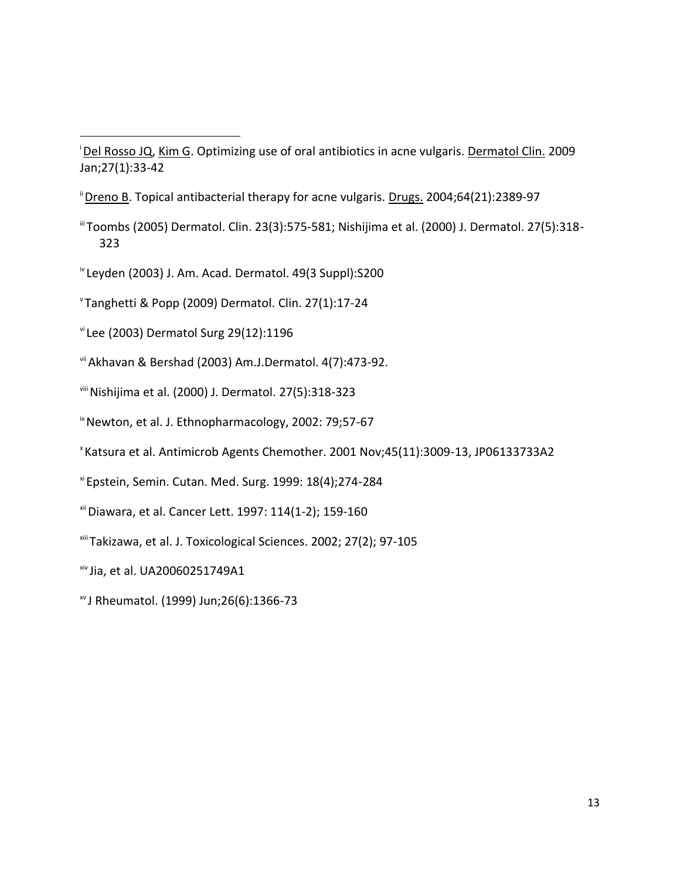---

[i] Del Rosso JQ, Kim G. Optimizing use of oral antibiotics in acne vulgaris. Dermatol Clin. 2009 Jan;27(1):33-42

[ii] Dreno B. Topical antibacterial therapy for acne vulgaris. Drugs. 2004;64(21):2389-97

[iii] Toombs (2005) Dermatol. Clin. 23(3):575-581; Nishijima et al. (2000) J. Dermatol. 27(5):318-323

[iv] Leyden (2003) J. Am. Acad. Dermatol. 49(3 Suppl):S200

[v] Tanghetti & Popp (2009) Dermatol. Clin. 27(1):17-24

[vi] Lee (2003) Dermatol Surg 29(12):1196

[vii] Akhavan & Bershad (2003) Am.J.Dermatol. 4(7):473-92.

[viii] Nishijima et al. (2000) J. Dermatol. 27(5):318-323

[ix] Newton, et al. J. Ethnopharmacology, 2002: 79;57-67

[x] Katsura et al. Antimicrob Agents Chemother. 2001 Nov;45(11):3009-13, JP06133733A2

[xi] Epstein, Semin. Cutan. Med. Surg. 1999: 18(4);274-284

[xii] Diawara, et al. Cancer Lett. 1997: 114(1-2); 159-160

[xiii] Takizawa, et al. J. Toxicological Sciences. 2002; 27(2); 97-105

[xiv] Jia, et al. UA20060251749A1

[xv] J Rheumatol. (1999) Jun;26(6):1366-73